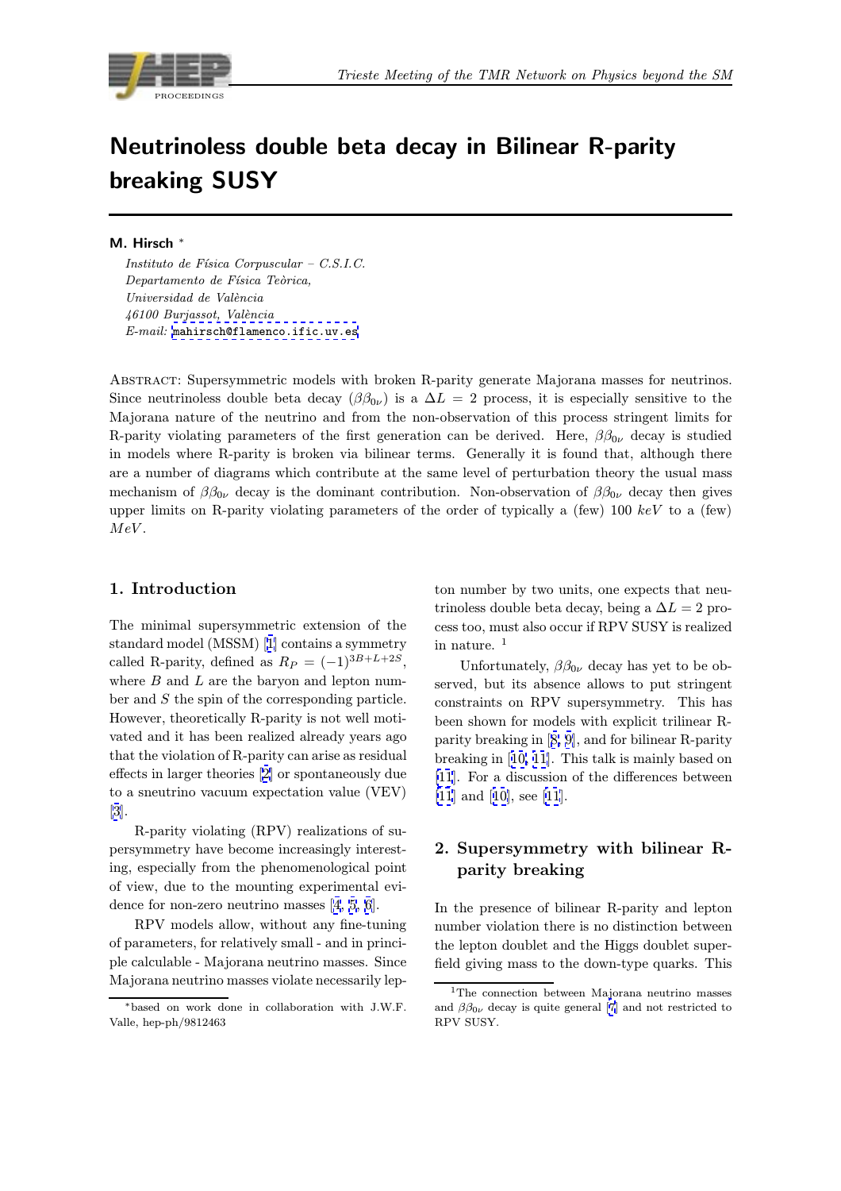# Neutrinoless double beta decay in Bilinear R-parity breaking SUSY

**M. Hirsch** *

*Instituto de Física Corpuscular – C.S.I.C.*
*Departamento de Física Teòrica,*
*Universidad de València*
*46100 Burjassot, València*
*E-mail:* mahirsch@flamenco.ific.uv.es

Abstract: Supersymmetric models with broken R-parity generate Majorana masses for neutrinos. Since neutrinoless double beta decay ($\beta\beta_{0\nu}$) is a $\Delta L = 2$ process, it is especially sensitive to the Majorana nature of the neutrino and from the non-observation of this process stringent limits for R-parity violating parameters of the first generation can be derived. Here, $\beta\beta_{0\nu}$ decay is studied in models where R-parity is broken via bilinear terms. Generally it is found that, although there are a number of diagrams which contribute at the same level of perturbation theory the usual mass mechanism of $\beta\beta_{0\nu}$ decay is the dominant contribution. Non-observation of $\beta\beta_{0\nu}$ decay then gives upper limits on R-parity violating parameters of the order of typically a (few) 100 *keV* to a (few) *MeV*.

## 1. Introduction

The minimal supersymmetric extension of the standard model (MSSM) [1] contains a symmetry called R-parity, defined as $R_P = (-1)^{3B+L+2S}$, where $B$ and $L$ are the baryon and lepton number and $S$ the spin of the corresponding particle. However, theoretically R-parity is not well motivated and it has been realized already years ago that the violation of R-parity can arise as residual effects in larger theories [2] or spontaneously due to a sneutrino vacuum expectation value (VEV) [3].

R-parity violating (RPV) realizations of supersymmetry have become increasingly interesting, especially from the phenomenological point of view, due to the mounting experimental evidence for non-zero neutrino masses [4, 5, 6].

RPV models allow, without any fine-tuning of parameters, for relatively small - and in principle calculable - Majorana neutrino masses. Since Majorana neutrino masses violate necessarily lepton number by two units, one expects that neutrinoless double beta decay, being a $\Delta L = 2$ process too, must also occur if RPV SUSY is realized in nature. [1]

Unfortunately, $\beta\beta_{0\nu}$ decay has yet to be observed, but its absence allows to put stringent constraints on RPV supersymmetry. This has been shown for models with explicit trilinear R-parity breaking in [8, 9], and for bilinear R-parity breaking in [10, 11]. This talk is mainly based on [11]. For a discussion of the differences between [11] and [10], see [11].

## 2. Supersymmetry with bilinear R-parity breaking

In the presence of bilinear R-parity and lepton number violation there is no distinction between the lepton doublet and the Higgs doublet superfield giving mass to the down-type quarks. This

*based on work done in collaboration with J.W.F. Valle, hep-ph/9812463

[1] The connection between Majorana neutrino masses and $\beta\beta_{0\nu}$ decay is quite general [7] and not restricted to RPV SUSY.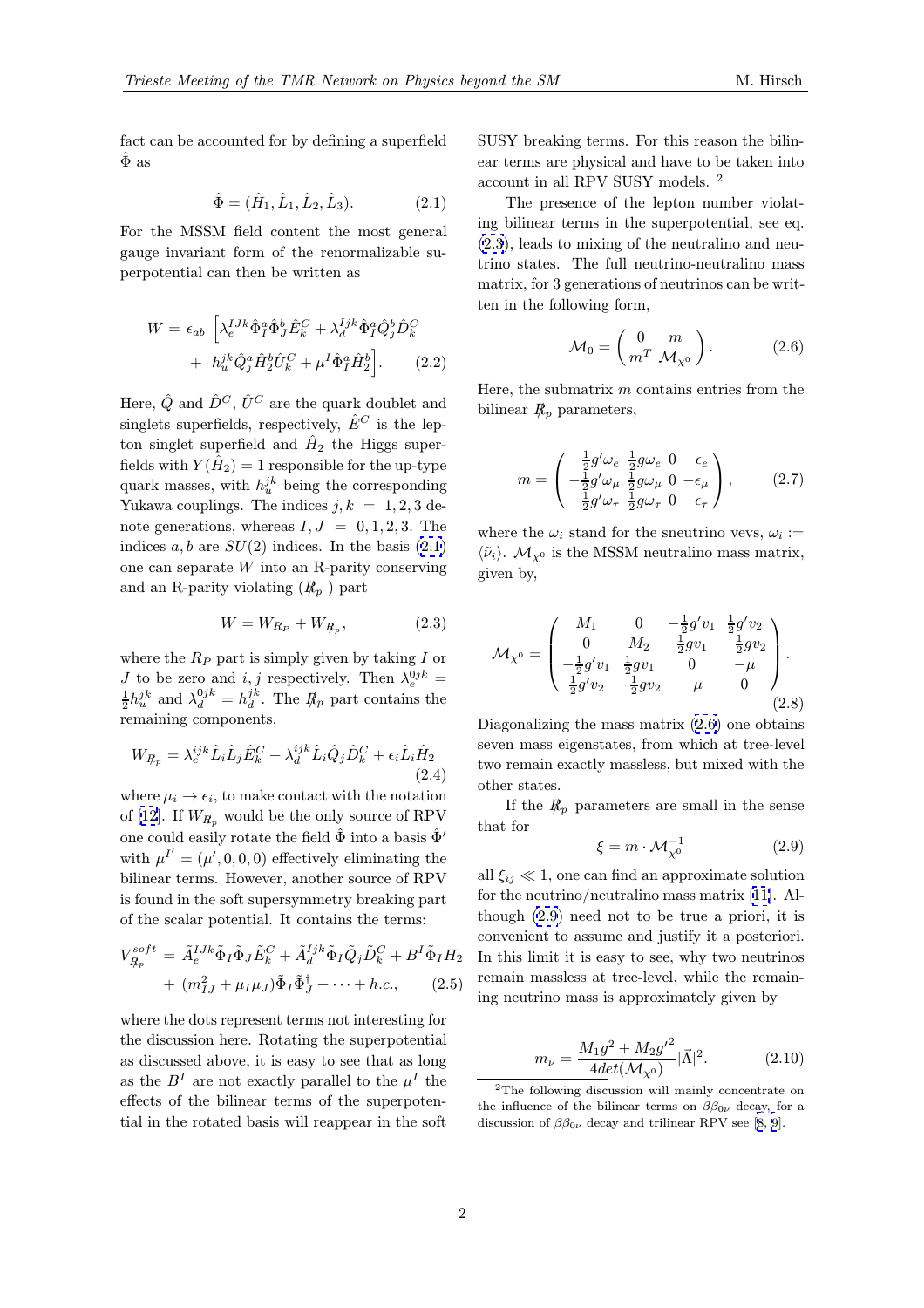fact can be accounted for by defining a superfield $\hat{\Phi}$ as

$$\hat{\Phi} = (\hat{H}_1, \hat{L}_1, \hat{L}_2, \hat{L}_3). \tag{2.1}$$

For the MSSM field content the most general gauge invariant form of the renormalizable superpotential can then be written as

$$W = \epsilon_{ab} \Big[ \lambda_e^{IJk} \hat{\Phi}_I^a \hat{\Phi}_J^b \hat{E}_k^C + \lambda_d^{Ijk} \hat{\Phi}_I^a \hat{Q}_j^b \hat{D}_k^C + h_u^{jk} \hat{Q}_j^a \hat{H}_2^b \hat{U}_k^C + \mu^I \hat{\Phi}_I^a \hat{H}_2^b \Big]. \tag{2.2}$$

Here, $\hat{Q}$ and $\hat{D}^C$, $\hat{U}^C$ are the quark doublet and singlets superfields, respectively, $\hat{E}^C$ is the lepton singlet superfield and $\hat{H}_2$ the Higgs superfields with $Y(\hat{H}_2) = 1$ responsible for the up-type quark masses, with $h_u^{jk}$ being the corresponding Yukawa couplings. The indices $j, k = 1, 2, 3$ denote generations, whereas $I, J = 0, 1, 2, 3$. The indices $a, b$ are $SU(2)$ indices. In the basis (2.1) one can separate $W$ into an R-parity conserving and an R-parity violating ($R\!\!\!/_p$ ) part

$$W = W_{R_P} + W_{R\!\!\!/_p}, \tag{2.3}$$

where the $R_P$ part is simply given by taking $I$ or $J$ to be zero and $i, j$ respectively. Then $\lambda_e^{0jk} = \frac{1}{2} h_u^{jk}$ and $\lambda_d^{0jk} = h_d^{jk}$. The $R\!\!\!/_p$ part contains the remaining components,

$$W_{R\!\!\!/_p} = \lambda_e^{ijk} \hat{L}_i \hat{L}_j \hat{E}_k^C + \lambda_d^{ijk} \hat{L}_i \hat{Q}_j \hat{D}_k^C + \epsilon_i \hat{L}_i \hat{H}_2 \tag{2.4}$$

where $\mu_i \to \epsilon_i$, to make contact with the notation of [12]. If $W_{R\!\!\!/_p}$ would be the only source of RPV one could easily rotate the field $\hat{\Phi}$ into a basis $\hat{\Phi}'$ with $\mu^{I'} = (\mu', 0, 0, 0)$ effectively eliminating the bilinear terms. However, another source of RPV is found in the soft supersymmetry breaking part of the scalar potential. It contains the terms:

$$V_{R\!\!\!/_p}^{soft} = \tilde{A}_e^{IJk} \tilde{\Phi}_I \tilde{\Phi}_J \tilde{E}_k^C + \tilde{A}_d^{Ijk} \tilde{\Phi}_I \tilde{Q}_j \tilde{D}_k^C + B^I \tilde{\Phi}_I H_2 + (m_{IJ}^2 + \mu_I \mu_J) \tilde{\Phi}_I \tilde{\Phi}_J^\dagger + \cdots + h.c., \tag{2.5}$$

where the dots represent terms not interesting for the discussion here. Rotating the superpotential as discussed above, it is easy to see that as long as the $B^I$ are not exactly parallel to the $\mu^I$ the effects of the bilinear terms of the superpotential in the rotated basis will reappear in the soft SUSY breaking terms. For this reason the bilinear terms are physical and have to be taken into account in all RPV SUSY models. [2]

The presence of the lepton number violating bilinear terms in the superpotential, see eq. (2.3), leads to mixing of the neutralino and neutrino states. The full neutrino-neutralino mass matrix, for 3 generations of neutrinos can be written in the following form,

$$\mathcal{M}_0 = \begin{pmatrix} 0 & m \\ m^T & \mathcal{M}_{\chi^0} \end{pmatrix}. \tag{2.6}$$

Here, the submatrix $m$ contains entries from the bilinear $R\!\!\!/_p$ parameters,

$$m = \begin{pmatrix} -\frac{1}{2} g' \omega_e & \frac{1}{2} g \omega_e & 0 & -\epsilon_e \\ -\frac{1}{2} g' \omega_\mu & \frac{1}{2} g \omega_\mu & 0 & -\epsilon_\mu \\ -\frac{1}{2} g' \omega_\tau & \frac{1}{2} g \omega_\tau & 0 & -\epsilon_\tau \end{pmatrix}, \tag{2.7}$$

where the $\omega_i$ stand for the sneutrino vevs, $\omega_i := \langle \tilde{\nu}_i \rangle$. $\mathcal{M}_{\chi^0}$ is the MSSM neutralino mass matrix, given by,

$$\mathcal{M}_{\chi^0} = \begin{pmatrix} M_1 & 0 & -\frac{1}{2} g' v_1 & \frac{1}{2} g' v_2 \\ 0 & M_2 & \frac{1}{2} g v_1 & -\frac{1}{2} g v_2 \\ -\frac{1}{2} g' v_1 & \frac{1}{2} g v_1 & 0 & -\mu \\ \frac{1}{2} g' v_2 & -\frac{1}{2} g v_2 & -\mu & 0 \end{pmatrix}. \tag{2.8}$$

Diagonalizing the mass matrix (2.6) one obtains seven mass eigenstates, from which at tree-level two remain exactly massless, but mixed with the other states.

If the $R\!\!\!/_p$ parameters are small in the sense that for

$$\xi = m \cdot \mathcal{M}_{\chi^0}^{-1} \tag{2.9}$$

all $\xi_{ij} \ll 1$, one can find an approximate solution for the neutrino/neutralino mass matrix [11]. Although (2.9) need not to be true a priori, it is convenient to assume and justify it a posteriori. In this limit it is easy to see, why two neutrinos remain massless at tree-level, while the remaining neutrino mass is approximately given by

$$m_\nu = \frac{M_1 g^2 + M_2 {g'}^2}{4 det(\mathcal{M}_{\chi^0})} |\vec{\Lambda}|^2. \tag{2.10}$$

---

[2] The following discussion will mainly concentrate on the influence of the bilinear terms on $\beta\beta_{0\nu}$ decay, for a discussion of $\beta\beta_{0\nu}$ decay and trilinear RPV see [8, 9].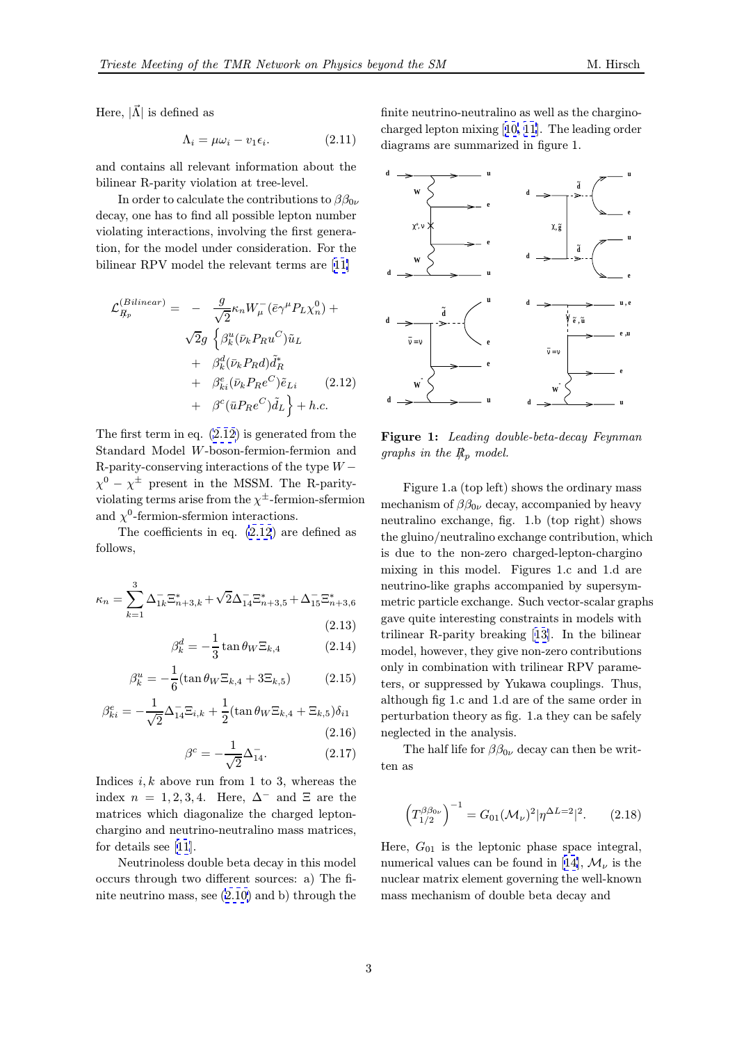Here, $|\vec{\Lambda}|$ is defined as

$$\Lambda_i = \mu\omega_i - v_1\epsilon_i. \tag{2.11}$$

and contains all relevant information about the bilinear R-parity violation at tree-level.

In order to calculate the contributions to $\beta\beta_{0\nu}$ decay, one has to find all possible lepton number violating interactions, involving the first generation, for the model under consideration. For the bilinear RPV model the relevant terms are [11]

$$\begin{aligned}
\mathcal{L}_{R_p}^{(Bilinear)} = & - \frac{g}{\sqrt{2}}\kappa_n W_\mu^- (\bar{e}\gamma^\mu P_L \chi_n^0) + \\
& \sqrt{2}g \Big\{ \beta_k^u (\bar{\nu}_k P_R u^C)\tilde{u}_L \\
& + \beta_k^d (\bar{\nu}_k P_R d)\tilde{d}_R^* \\
& + \beta_{ki}^e (\bar{\nu}_k P_R e^C)\tilde{e}_{Li} \\
& + \beta^c (\bar{u} P_R e^C)\tilde{d}_L \Big\} + h.c.
\end{aligned} \tag{2.12}$$

The first term in eq. (2.12) is generated from the Standard Model $W$-boson-fermion-fermion and R-parity-conserving interactions of the type $W - \chi^0 - \chi^\pm$ present in the MSSM. The R-parity-violating terms arise from the $\chi^\pm$-fermion-sfermion and $\chi^0$-fermion-sfermion interactions.

The coefficients in eq. (2.12) are defined as follows,

$$\kappa_n = \sum_{k=1}^{3} \Delta_{1k}^- \Xi_{n+3,k}^* + \sqrt{2}\Delta_{14}^- \Xi_{n+3,5}^* + \Delta_{15}^- \Xi_{n+3,6}^* \tag{2.13}$$

$$\beta_k^d = -\frac{1}{3}\tan\theta_W \Xi_{k,4} \tag{2.14}$$

$$\beta_k^u = -\frac{1}{6}(\tan\theta_W \Xi_{k,4} + 3\Xi_{k,5}) \tag{2.15}$$

$$\beta_{ki}^e = -\frac{1}{\sqrt{2}}\Delta_{14}^- \Xi_{i,k} + \frac{1}{2}(\tan\theta_W \Xi_{k,4} + \Xi_{k,5})\delta_{i1} \tag{2.16}$$

$$\beta^c = -\frac{1}{\sqrt{2}}\Delta_{14}^-. \tag{2.17}$$

Indices $i, k$ above run from 1 to 3, whereas the index $n = 1, 2, 3, 4$. Here, $\Delta^-$ and $\Xi$ are the matrices which diagonalize the charged lepton-chargino and neutrino-neutralino mass matrices, for details see [11].

Neutrinoless double beta decay in this model occurs through two different sources: a) The finite neutrino mass, see (2.10) and b) through the finite neutrino-neutralino as well as the chargino-charged lepton mixing [10, 11]. The leading order diagrams are summarized in figure 1.

**Figure 1:** *Leading double-beta-decay Feynman graphs in the $R_p$ model.*

Figure 1.a (top left) shows the ordinary mass mechanism of $\beta\beta_{0\nu}$ decay, accompanied by heavy neutralino exchange, fig. 1.b (top right) shows the gluino/neutralino exchange contribution, which is due to the non-zero charged-lepton-chargino mixing in this model. Figures 1.c and 1.d are neutrino-like graphs accompanied by supersymmetric particle exchange. Such vector-scalar graphs gave quite interesting constraints in models with trilinear R-parity breaking [13]. In the bilinear model, however, they give non-zero contributions only in combination with trilinear RPV parameters, or suppressed by Yukawa couplings. Thus, although fig 1.c and 1.d are of the same order in perturbation theory as fig. 1.a they can be safely neglected in the analysis.

The half life for $\beta\beta_{0\nu}$ decay can then be written as

$$\left(T_{1/2}^{\beta\beta_{0\nu}}\right)^{-1} = G_{01}(\mathcal{M}_\nu)^2 |\eta^{\Delta L=2}|^2. \tag{2.18}$$

Here, $G_{01}$ is the leptonic phase space integral, numerical values can be found in [14], $\mathcal{M}_\nu$ is the nuclear matrix element governing the well-known mass mechanism of double beta decay and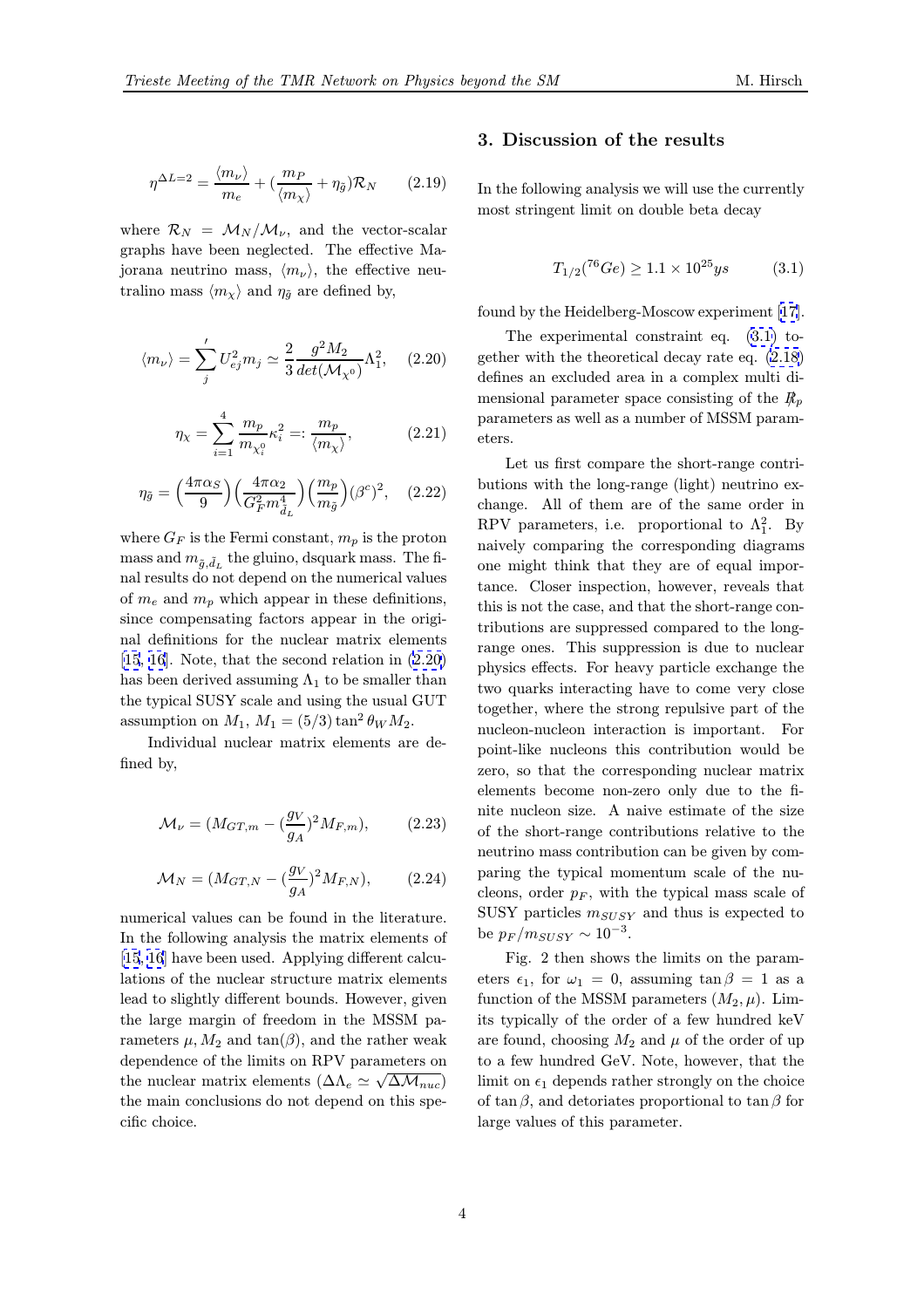$$\eta^{\Delta L=2} = \frac{\langle m_\nu \rangle}{m_e} + (\frac{m_P}{\langle m_\chi \rangle} + \eta_{\tilde{g}})\mathcal{R}_N \qquad (2.19)$$

where $\mathcal{R}_N = \mathcal{M}_N/\mathcal{M}_\nu$, and the vector-scalar graphs have been neglected. The effective Majorana neutrino mass, $\langle m_\nu \rangle$, the effective neutralino mass $\langle m_\chi \rangle$ and $\eta_{\tilde{g}}$ are defined by,

$$\langle m_\nu \rangle = \sum_j{}' U_{ej}^2 m_j \simeq \frac{2}{3}\frac{g^2 M_2}{det(\mathcal{M}_{\chi^0})}\Lambda_1^2, \qquad (2.20)$$

$$\eta_\chi = \sum_{i=1}^{4} \frac{m_p}{m_{\chi_i^0}} \kappa_i^2 =: \frac{m_p}{\langle m_\chi \rangle}, \qquad (2.21)$$

$$\eta_{\tilde{g}} = \Big(\frac{4\pi\alpha_S}{9}\Big)\Big(\frac{4\pi\alpha_2}{G_F^2 m_{\tilde{d}_L}^4}\Big)\Big(\frac{m_p}{m_{\tilde{g}}}\Big)(\beta^c)^2, \qquad (2.22)$$

where $G_F$ is the Fermi constant, $m_p$ is the proton mass and $m_{\tilde{g},\tilde{d}_L}$ the gluino, dsquark mass. The final results do not depend on the numerical values of $m_e$ and $m_p$ which appear in these definitions, since compensating factors appear in the original definitions for the nuclear matrix elements [15, 16]. Note, that the second relation in (2.20) has been derived assuming $\Lambda_1$ to be smaller than the typical SUSY scale and using the usual GUT assumption on $M_1$, $M_1 = (5/3)\tan^2\theta_W M_2$.

Individual nuclear matrix elements are defined by,

$$\mathcal{M}_\nu = (M_{GT,m} - (\frac{g_V}{g_A})^2 M_{F,m}), \qquad (2.23)$$

$$\mathcal{M}_N = (M_{GT,N} - (\frac{g_V}{g_A})^2 M_{F,N}), \qquad (2.24)$$

numerical values can be found in the literature. In the following analysis the matrix elements of [15, 16] have been used. Applying different calculations of the nuclear structure matrix elements lead to slightly different bounds. However, given the large margin of freedom in the MSSM parameters $\mu, M_2$ and $\tan(\beta)$, and the rather weak dependence of the limits on RPV parameters on the nuclear matrix elements ($\Delta\Lambda_e \simeq \sqrt{\Delta\mathcal{M}_{nuc}}$) the main conclusions do not depend on this specific choice.

## 3. Discussion of the results

In the following analysis we will use the currently most stringent limit on double beta decay

$$T_{1/2}(^{76}Ge) \geq 1.1 \times 10^{25} ys \qquad (3.1)$$

found by the Heidelberg-Moscow experiment [17].

The experimental constraint eq. (3.1) together with the theoretical decay rate eq. (2.18) defines an excluded area in a complex multi dimensional parameter space consisting of the $R\!\!\!/_p$ parameters as well as a number of MSSM parameters.

Let us first compare the short-range contributions with the long-range (light) neutrino exchange. All of them are of the same order in RPV parameters, i.e. proportional to $\Lambda_1^2$. By naively comparing the corresponding diagrams one might think that they are of equal importance. Closer inspection, however, reveals that this is not the case, and that the short-range contributions are suppressed compared to the long-range ones. This suppression is due to nuclear physics effects. For heavy particle exchange the two quarks interacting have to come very close together, where the strong repulsive part of the nucleon-nucleon interaction is important. For point-like nucleons this contribution would be zero, so that the corresponding nuclear matrix elements become non-zero only due to the finite nucleon size. A naive estimate of the size of the short-range contributions relative to the neutrino mass contribution can be given by comparing the typical momentum scale of the nucleons, order $p_F$, with the typical mass scale of SUSY particles $m_{SUSY}$ and thus is expected to be $p_F/m_{SUSY} \sim 10^{-3}$.

Fig. 2 then shows the limits on the parameters $\epsilon_1$, for $\omega_1 = 0$, assuming $\tan\beta = 1$ as a function of the MSSM parameters $(M_2, \mu)$. Limits typically of the order of a few hundred keV are found, choosing $M_2$ and $\mu$ of the order of up to a few hundred GeV. Note, however, that the limit on $\epsilon_1$ depends rather strongly on the choice of $\tan\beta$, and detoriates proportional to $\tan\beta$ for large values of this parameter.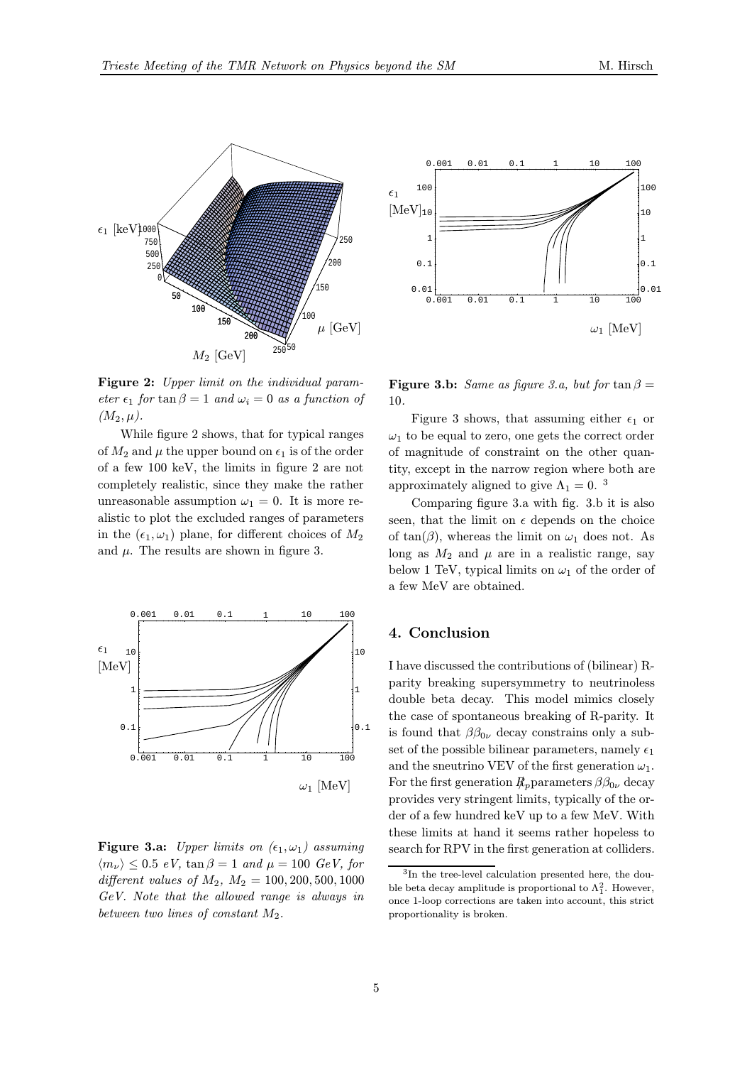**Figure 2:** *Upper limit on the individual parameter $\epsilon_1$ for $\tan\beta = 1$ and $\omega_i = 0$ as a function of $(M_2, \mu)$.*

While figure 2 shows, that for typical ranges of $M_2$ and $\mu$ the upper bound on $\epsilon_1$ is of the order of a few 100 keV, the limits in figure 2 are not completely realistic, since they make the rather unreasonable assumption $\omega_1 = 0$. It is more realistic to plot the excluded ranges of parameters in the $(\epsilon_1, \omega_1)$ plane, for different choices of $M_2$ and $\mu$. The results are shown in figure 3.

**Figure 3.a:** *Upper limits on $(\epsilon_1, \omega_1)$ assuming $\langle m_\nu \rangle \leq 0.5$ eV, $\tan\beta = 1$ and $\mu = 100$ GeV, for different values of $M_2$, $M_2 = 100, 200, 500, 1000$ GeV. Note that the allowed range is always in between two lines of constant $M_2$.*

**Figure 3.b:** *Same as figure 3.a, but for $\tan\beta = 10$.*

Figure 3 shows, that assuming either $\epsilon_1$ or $\omega_1$ to be equal to zero, one gets the correct order of magnitude of constraint on the other quantity, except in the narrow region where both are approximately aligned to give $\Lambda_1 = 0$. [3]

Comparing figure 3.a with fig. 3.b it is also seen, that the limit on $\epsilon$ depends on the choice of $\tan(\beta)$, whereas the limit on $\omega_1$ does not. As long as $M_2$ and $\mu$ are in a realistic range, say below 1 TeV, typical limits on $\omega_1$ of the order of a few MeV are obtained.

## 4. Conclusion

I have discussed the contributions of (bilinear) R-parity breaking supersymmetry to neutrinoless double beta decay. This model mimics closely the case of spontaneous breaking of R-parity. It is found that $\beta\beta_{0\nu}$ decay constrains only a subset of the possible bilinear parameters, namely $\epsilon_1$ and the sneutrino VEV of the first generation $\omega_1$. For the first generation $R\!\!\!/_p$ parameters $\beta\beta_{0\nu}$ decay provides very stringent limits, typically of the order of a few hundred keV up to a few MeV. With these limits at hand it seems rather hopeless to search for RPV in the first generation at colliders.

[3] In the tree-level calculation presented here, the double beta decay amplitude is proportional to $\Lambda_1^2$. However, once 1-loop corrections are taken into account, this strict proportionality is broken.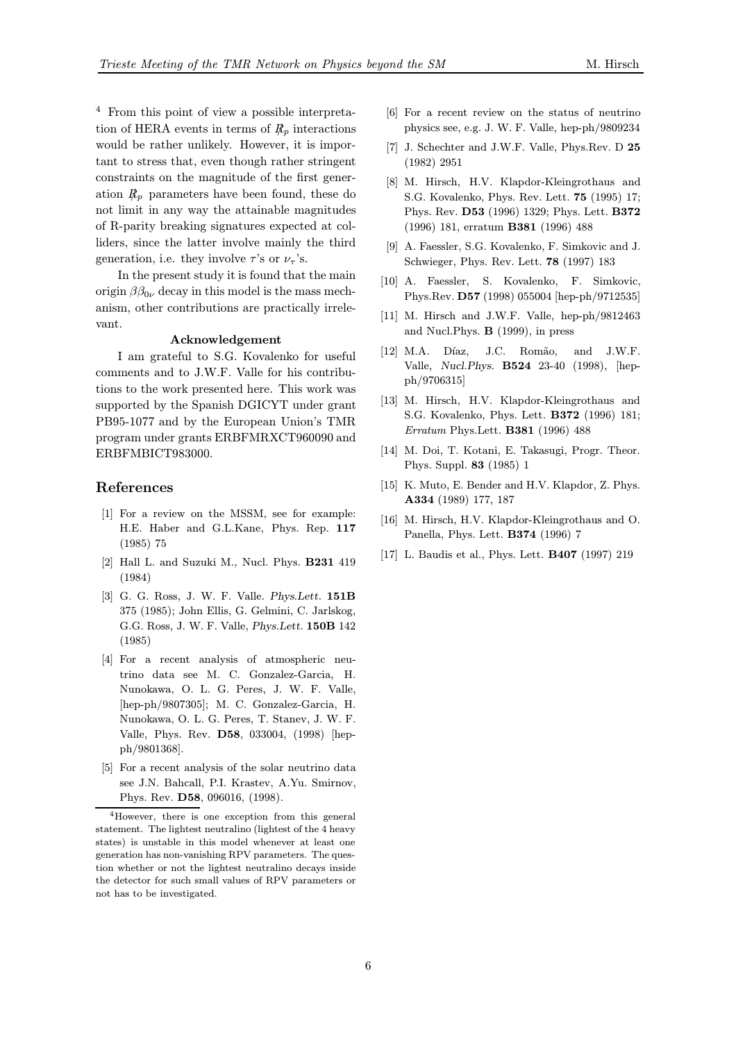[4] From this point of view a possible interpretation of HERA events in terms of $R\!\!\!/_p$ interactions would be rather unlikely. However, it is important to stress that, even though rather stringent constraints on the magnitude of the first generation $R\!\!\!/_p$ parameters have been found, these do not limit in any way the attainable magnitudes of R-parity breaking signatures expected at colliders, since the latter involve mainly the third generation, i.e. they involve $\tau$'s or $\nu_\tau$'s.

In the present study it is found that the main origin $\beta\beta_{0\nu}$ decay in this model is the mass mechanism, other contributions are practically irrelevant.

**Acknowledgement**

I am grateful to S.G. Kovalenko for useful comments and to J.W.F. Valle for his contributions to the work presented here. This work was supported by the Spanish DGICYT under grant PB95-1077 and by the European Union's TMR program under grants ERBFMRXCT960090 and ERBFMBICT983000.

## References

[1] For a review on the MSSM, see for example: H.E. Haber and G.L.Kane, Phys. Rep. **117** (1985) 75

[2] Hall L. and Suzuki M., Nucl. Phys. **B231** 419 (1984)

[3] G. G. Ross, J. W. F. Valle. *Phys.Lett.* **151B** 375 (1985); John Ellis, G. Gelmini, C. Jarlskog, G.G. Ross, J. W. F. Valle, *Phys.Lett.* **150B** 142 (1985)

[4] For a recent analysis of atmospheric neutrino data see M. C. Gonzalez-Garcia, H. Nunokawa, O. L. G. Peres, J. W. F. Valle, [hep-ph/9807305]; M. C. Gonzalez-Garcia, H. Nunokawa, O. L. G. Peres, T. Stanev, J. W. F. Valle, Phys. Rev. **D58**, 033004, (1998) [hep-ph/9801368].

[5] For a recent analysis of the solar neutrino data see J.N. Bahcall, P.I. Krastev, A.Yu. Smirnov, Phys. Rev. **D58**, 096016, (1998).

[6] For a recent review on the status of neutrino physics see, e.g. J. W. F. Valle, hep-ph/9809234

[7] J. Schechter and J.W.F. Valle, Phys.Rev. D **25** (1982) 2951

[8] M. Hirsch, H.V. Klapdor-Kleingrothaus and S.G. Kovalenko, Phys. Rev. Lett. **75** (1995) 17; Phys. Rev. **D53** (1996) 1329; Phys. Lett. **B372** (1996) 181, erratum **B381** (1996) 488

[9] A. Faessler, S.G. Kovalenko, F. Simkovic and J. Schwieger, Phys. Rev. Lett. **78** (1997) 183

[10] A. Faessler, S. Kovalenko, F. Simkovic, Phys.Rev. **D57** (1998) 055004 [hep-ph/9712535]

[11] M. Hirsch and J.W.F. Valle, hep-ph/9812463 and Nucl.Phys. **B** (1999), in press

[12] M.A. Díaz, J.C. Romão, and J.W.F. Valle, *Nucl.Phys.* **B524** 23-40 (1998), [hep-ph/9706315]

[13] M. Hirsch, H.V. Klapdor-Kleingrothaus and S.G. Kovalenko, Phys. Lett. **B372** (1996) 181; *Erratum* Phys.Lett. **B381** (1996) 488

[14] M. Doi, T. Kotani, E. Takasugi, Progr. Theor. Phys. Suppl. **83** (1985) 1

[15] K. Muto, E. Bender and H.V. Klapdor, Z. Phys. **A334** (1989) 177, 187

[16] M. Hirsch, H.V. Klapdor-Kleingrothaus and O. Panella, Phys. Lett. **B374** (1996) 7

[17] L. Baudis et al., Phys. Lett. **B407** (1997) 219

[4] However, there is one exception from this general statement. The lightest neutralino (lightest of the 4 heavy states) is unstable in this model whenever at least one generation has non-vanishing RPV parameters. The question whether or not the lightest neutralino decays inside the detector for such small values of RPV parameters or not has to be investigated.